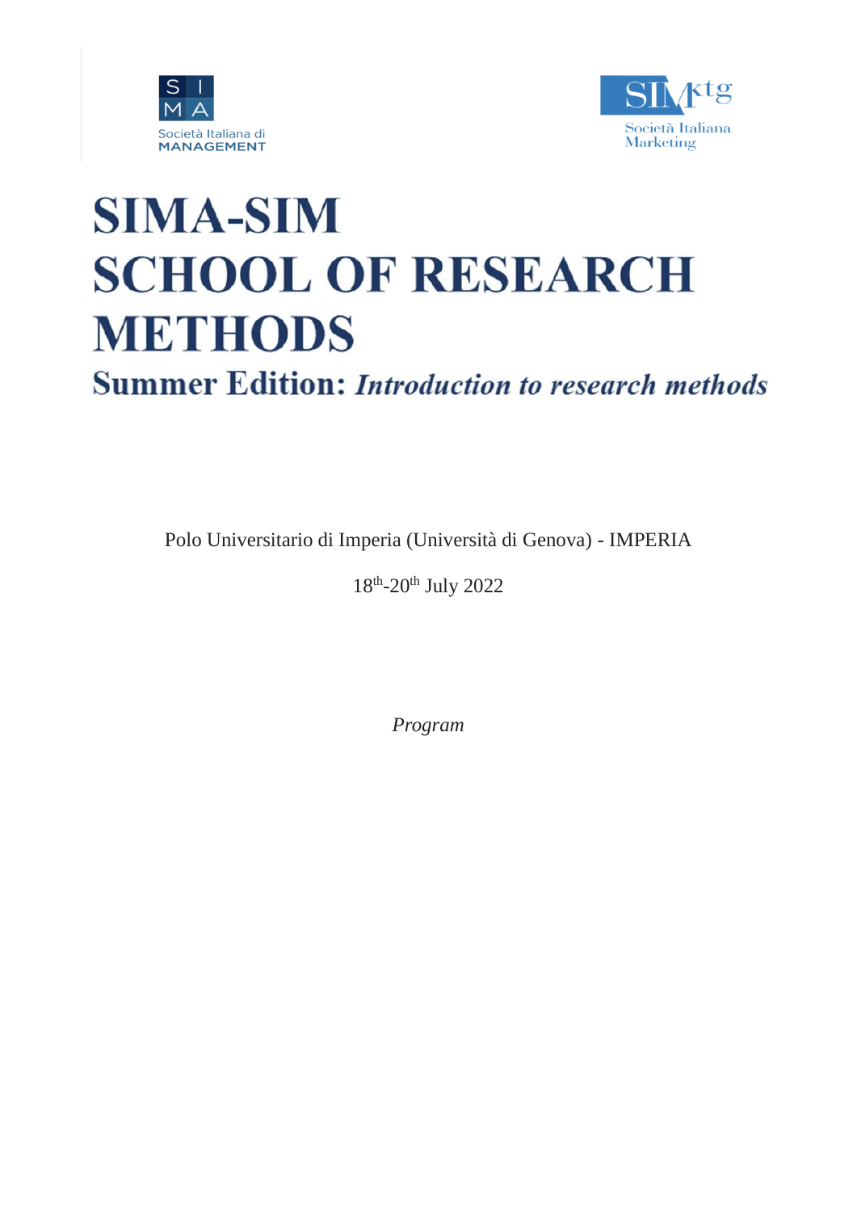SIMA

Società Italiana di MANAGEMENT

SIMktg

Società Italiana Marketing

# SIMA-SIM SCHOOL OF RESEARCH METHODS

## Summer Edition: *Introduction to research methods*

Polo Universitario di Imperia (Università di Genova) - IMPERIA

18th-20th July 2022

*Program*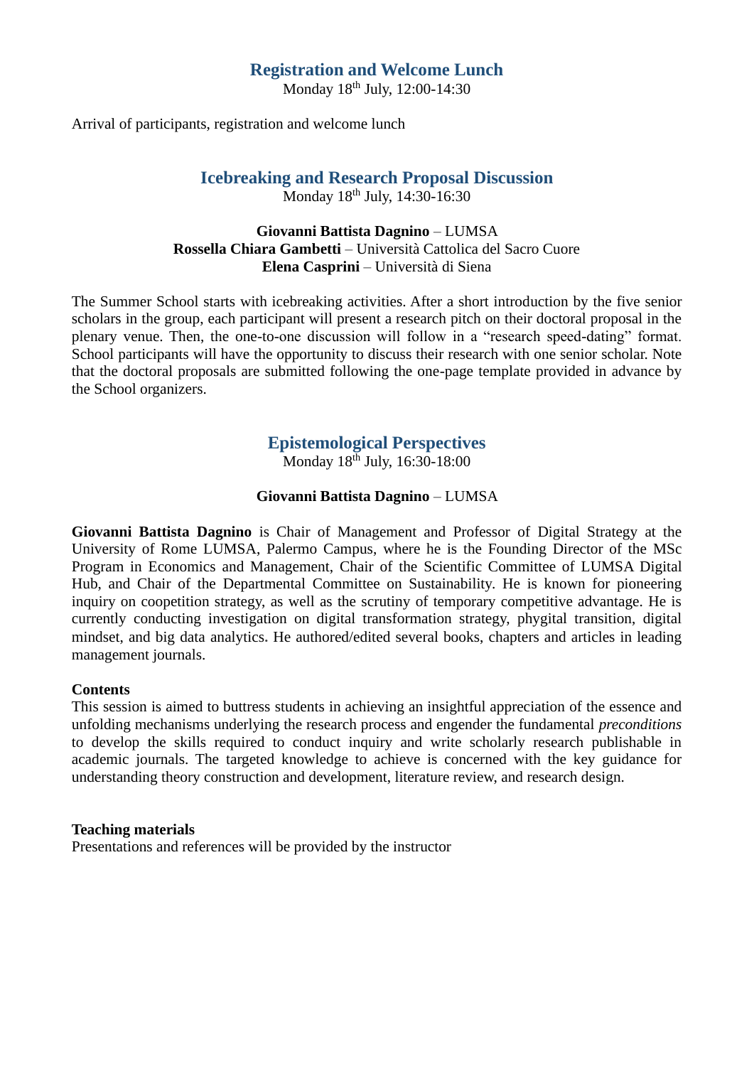## Registration and Welcome Lunch

Monday 18th July, 12:00-14:30

Arrival of participants, registration and welcome lunch

## Icebreaking and Research Proposal Discussion

Monday 18th July, 14:30-16:30

**Giovanni Battista Dagnino** – LUMSA
**Rossella Chiara Gambetti** – Università Cattolica del Sacro Cuore
**Elena Casprini** – Università di Siena

The Summer School starts with icebreaking activities. After a short introduction by the five senior scholars in the group, each participant will present a research pitch on their doctoral proposal in the plenary venue. Then, the one-to-one discussion will follow in a "research speed-dating" format. School participants will have the opportunity to discuss their research with one senior scholar. Note that the doctoral proposals are submitted following the one-page template provided in advance by the School organizers.

## Epistemological Perspectives

Monday 18th July, 16:30-18:00

**Giovanni Battista Dagnino** – LUMSA

**Giovanni Battista Dagnino** is Chair of Management and Professor of Digital Strategy at the University of Rome LUMSA, Palermo Campus, where he is the Founding Director of the MSc Program in Economics and Management, Chair of the Scientific Committee of LUMSA Digital Hub, and Chair of the Departmental Committee on Sustainability. He is known for pioneering inquiry on coopetition strategy, as well as the scrutiny of temporary competitive advantage. He is currently conducting investigation on digital transformation strategy, phygital transition, digital mindset, and big data analytics. He authored/edited several books, chapters and articles in leading management journals.

**Contents**

This session is aimed to buttress students in achieving an insightful appreciation of the essence and unfolding mechanisms underlying the research process and engender the fundamental *preconditions* to develop the skills required to conduct inquiry and write scholarly research publishable in academic journals. The targeted knowledge to achieve is concerned with the key guidance for understanding theory construction and development, literature review, and research design.

**Teaching materials**

Presentations and references will be provided by the instructor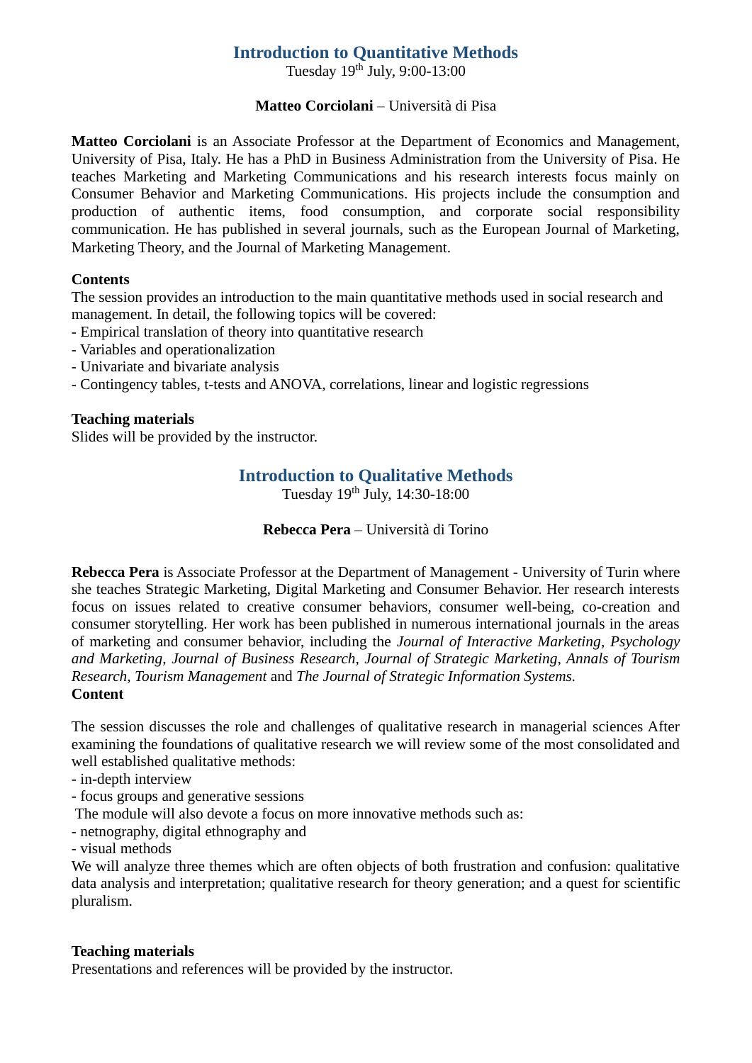## Introduction to Quantitative Methods

Tuesday 19th July, 9:00-13:00

**Matteo Corciolani** – Università di Pisa

**Matteo Corciolani** is an Associate Professor at the Department of Economics and Management, University of Pisa, Italy. He has a PhD in Business Administration from the University of Pisa. He teaches Marketing and Marketing Communications and his research interests focus mainly on Consumer Behavior and Marketing Communications. His projects include the consumption and production of authentic items, food consumption, and corporate social responsibility communication. He has published in several journals, such as the European Journal of Marketing, Marketing Theory, and the Journal of Marketing Management.

**Contents**

The session provides an introduction to the main quantitative methods used in social research and management. In detail, the following topics will be covered:
- Empirical translation of theory into quantitative research
- Variables and operationalization
- Univariate and bivariate analysis
- Contingency tables, t-tests and ANOVA, correlations, linear and logistic regressions

**Teaching materials**

Slides will be provided by the instructor.

## Introduction to Qualitative Methods

Tuesday 19th July, 14:30-18:00

**Rebecca Pera** – Università di Torino

**Rebecca Pera** is Associate Professor at the Department of Management - University of Turin where she teaches Strategic Marketing, Digital Marketing and Consumer Behavior. Her research interests focus on issues related to creative consumer behaviors, consumer well-being, co-creation and consumer storytelling. Her work has been published in numerous international journals in the areas of marketing and consumer behavior, including the *Journal of Interactive Marketing*, *Psychology and Marketing*, *Journal of Business Research*, *Journal of Strategic Marketing*, *Annals of Tourism Research*, *Tourism Management* and *The Journal of Strategic Information Systems.*

**Content**

The session discusses the role and challenges of qualitative research in managerial sciences After examining the foundations of qualitative research we will review some of the most consolidated and well established qualitative methods:
- in-depth interview
- focus groups and generative sessions

The module will also devote a focus on more innovative methods such as:
- netnography, digital ethnography and
- visual methods

We will analyze three themes which are often objects of both frustration and confusion: qualitative data analysis and interpretation; qualitative research for theory generation; and a quest for scientific pluralism.

**Teaching materials**

Presentations and references will be provided by the instructor.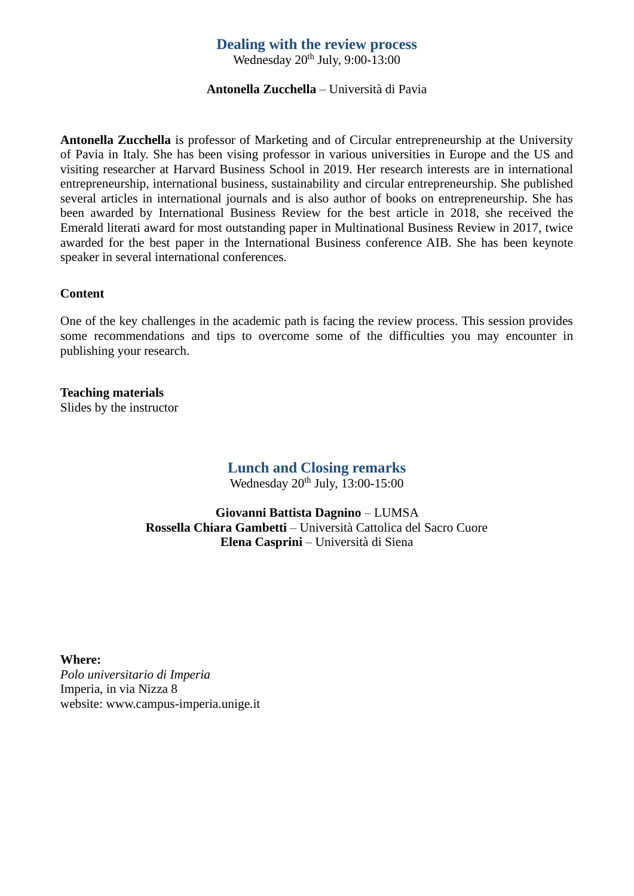## Dealing with the review process

Wednesday 20th July, 9:00-13:00

**Antonella Zucchella** – Università di Pavia

**Antonella Zucchella** is professor of Marketing and of Circular entrepreneurship at the University of Pavia in Italy. She has been vising professor in various universities in Europe and the US and visiting researcher at Harvard Business School in 2019. Her research interests are in international entrepreneurship, international business, sustainability and circular entrepreneurship. She published several articles in international journals and is also author of books on entrepreneurship. She has been awarded by International Business Review for the best article in 2018, she received the Emerald literati award for most outstanding paper in Multinational Business Review in 2017, twice awarded for the best paper in the International Business conference AIB. She has been keynote speaker in several international conferences.

**Content**

One of the key challenges in the academic path is facing the review process. This session provides some recommendations and tips to overcome some of the difficulties you may encounter in publishing your research.

**Teaching materials**
Slides by the instructor

## Lunch and Closing remarks

Wednesday 20th July, 13:00-15:00

**Giovanni Battista Dagnino** – LUMSA
**Rossella Chiara Gambetti** – Università Cattolica del Sacro Cuore
**Elena Casprini** – Università di Siena

**Where:**
*Polo universitario di Imperia*
Imperia, in via Nizza 8
website: www.campus-imperia.unige.it